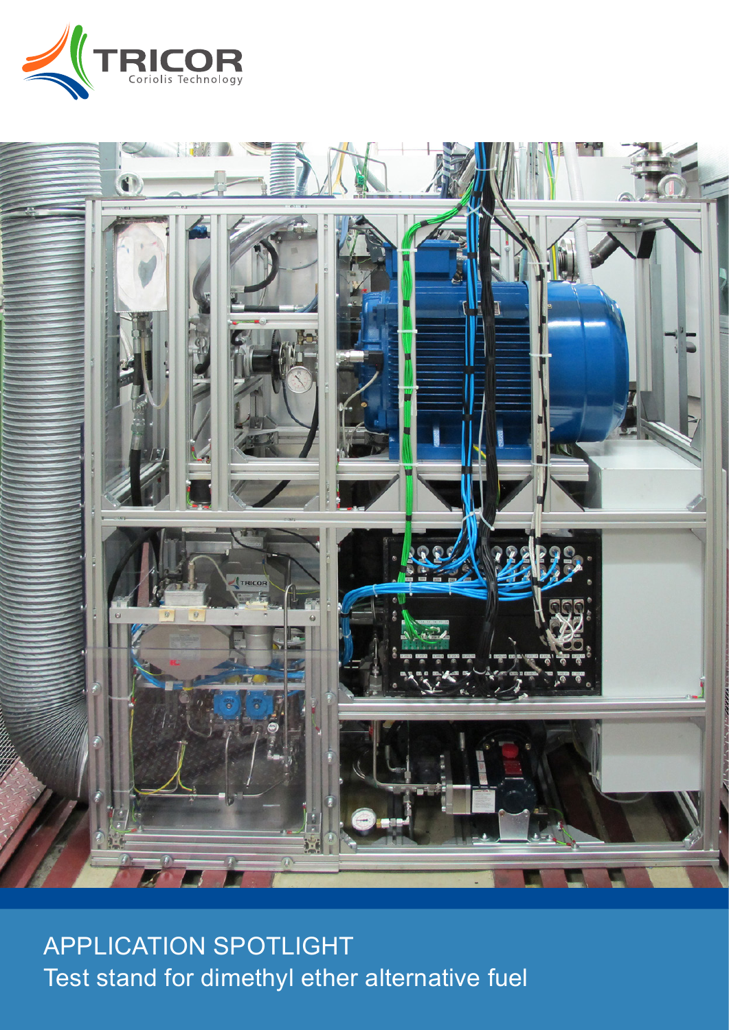TRICOR
Coriolis Technology

APPLICATION SPOTLIGHT

Test stand for dimethyl ether alternative fuel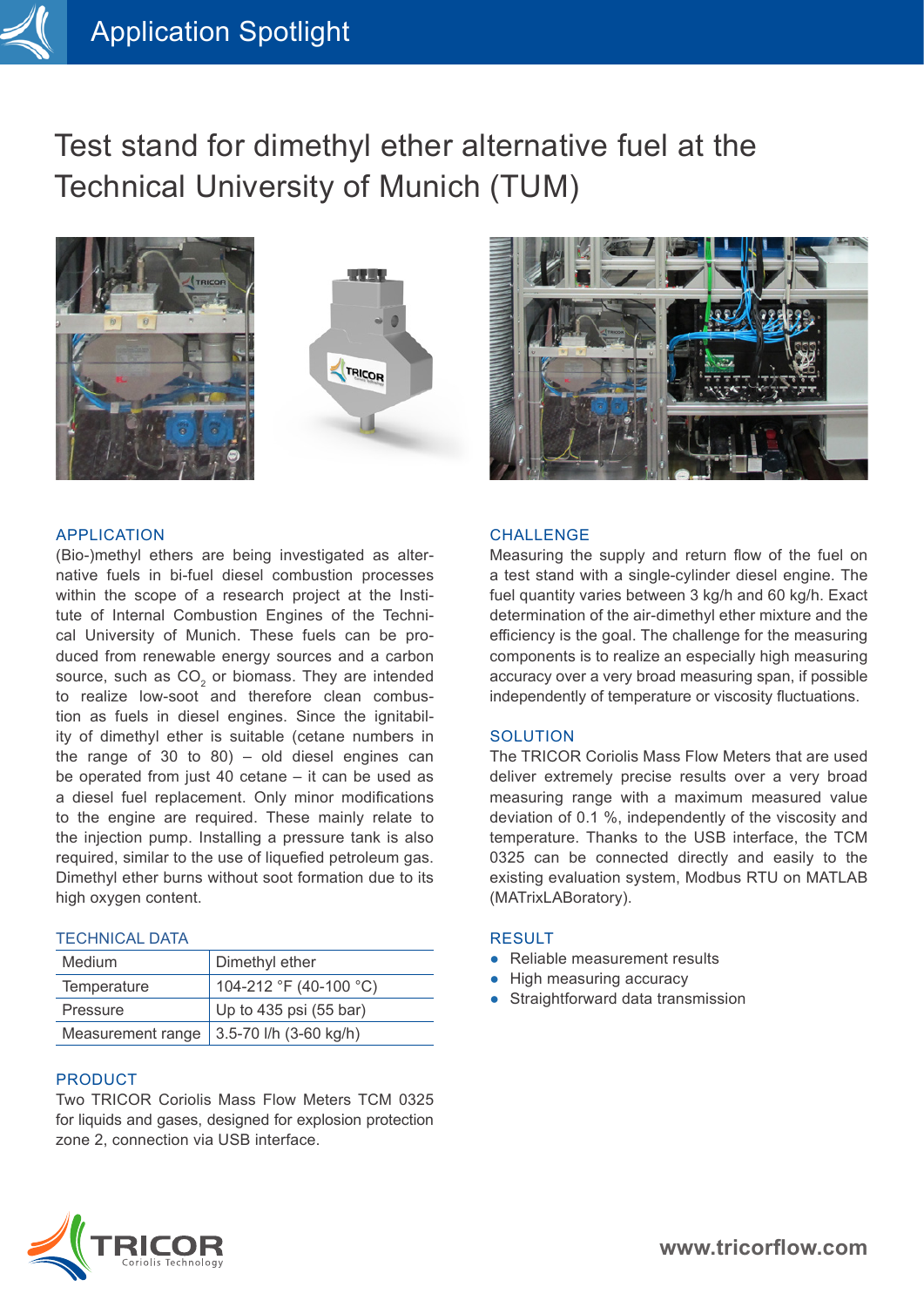Application Spotlight

# Test stand for dimethyl ether alternative fuel at the Technical University of Munich (TUM)

## APPLICATION

(Bio-)methyl ethers are being investigated as alternative fuels in bi-fuel diesel combustion processes within the scope of a research project at the Institute of Internal Combustion Engines of the Technical University of Munich. These fuels can be produced from renewable energy sources and a carbon source, such as $CO_2$ or biomass. They are intended to realize low-soot and therefore clean combustion as fuels in diesel engines. Since the ignitability of dimethyl ether is suitable (cetane numbers in the range of 30 to 80) – old diesel engines can be operated from just 40 cetane – it can be used as a diesel fuel replacement. Only minor modifications to the engine are required. These mainly relate to the injection pump. Installing a pressure tank is also required, similar to the use of liquefied petroleum gas. Dimethyl ether burns without soot formation due to its high oxygen content.

## TECHNICAL DATA

| | |
|---|---|
| Medium | Dimethyl ether |
| Temperature | 104-212 °F (40-100 °C) |
| Pressure | Up to 435 psi (55 bar) |
| Measurement range | 3.5-70 l/h (3-60 kg/h) |

## PRODUCT

Two TRICOR Coriolis Mass Flow Meters TCM 0325 for liquids and gases, designed for explosion protection zone 2, connection via USB interface.

## CHALLENGE

Measuring the supply and return flow of the fuel on a test stand with a single-cylinder diesel engine. The fuel quantity varies between 3 kg/h and 60 kg/h. Exact determination of the air-dimethyl ether mixture and the efficiency is the goal. The challenge for the measuring components is to realize an especially high measuring accuracy over a very broad measuring span, if possible independently of temperature or viscosity fluctuations.

## SOLUTION

The TRICOR Coriolis Mass Flow Meters that are used deliver extremely precise results over a very broad measuring range with a maximum measured value deviation of 0.1 %, independently of the viscosity and temperature. Thanks to the USB interface, the TCM 0325 can be connected directly and easily to the existing evaluation system, Modbus RTU on MATLAB (MATrixLABoratory).

## RESULT

- Reliable measurement results
- High measuring accuracy
- Straightforward data transmission

TRICOR Coriolis Technology

www.tricorflow.com